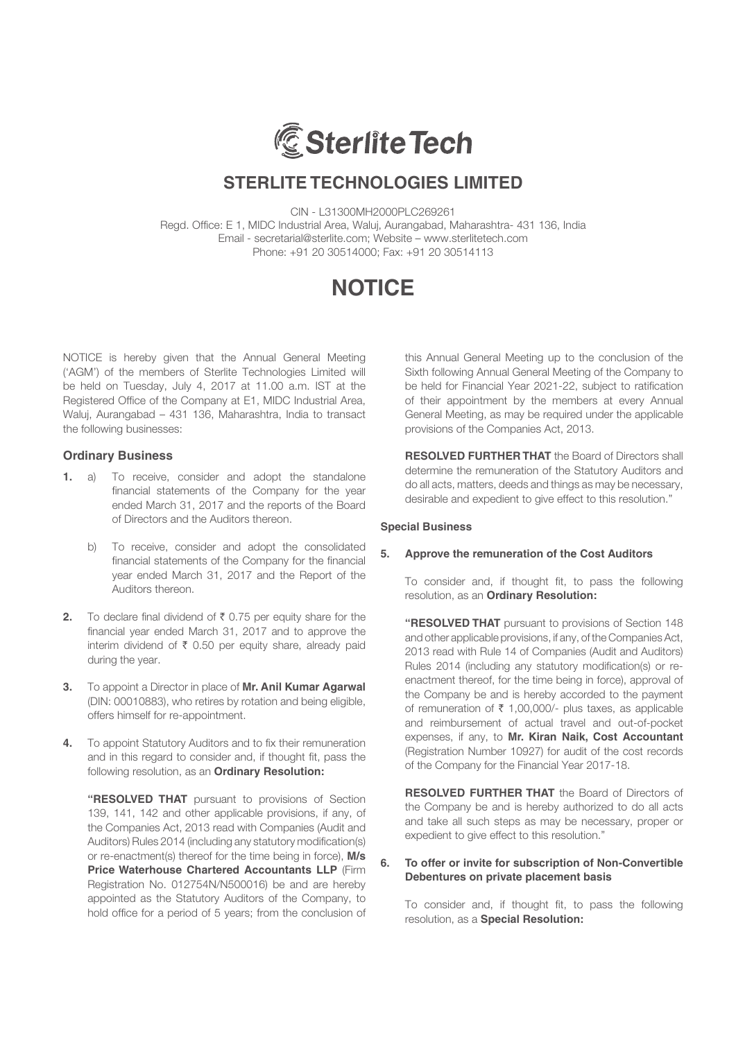# STERLITE TECHNOLOGIES LIMITED

CIN - L31300MH2000PLC269261
Regd. Office: E 1, MIDC Industrial Area, Waluj, Aurangabad, Maharashtra- 431 136, India
Email - secretarial@sterlite.com; Website – www.sterlitetech.com
Phone: +91 20 30514000; Fax: +91 20 30514113

# NOTICE

NOTICE is hereby given that the Annual General Meeting ('AGM') of the members of Sterlite Technologies Limited will be held on Tuesday, July 4, 2017 at 11.00 a.m. IST at the Registered Office of the Company at E1, MIDC Industrial Area, Waluj, Aurangabad – 431 136, Maharashtra, India to transact the following businesses:

## Ordinary Business

**1.** a) To receive, consider and adopt the standalone financial statements of the Company for the year ended March 31, 2017 and the reports of the Board of Directors and the Auditors thereon.

b) To receive, consider and adopt the consolidated financial statements of the Company for the financial year ended March 31, 2017 and the Report of the Auditors thereon.

**2.** To declare final dividend of ₹ 0.75 per equity share for the financial year ended March 31, 2017 and to approve the interim dividend of ₹ 0.50 per equity share, already paid during the year.

**3.** To appoint a Director in place of **Mr. Anil Kumar Agarwal** (DIN: 00010883), who retires by rotation and being eligible, offers himself for re-appointment.

**4.** To appoint Statutory Auditors and to fix their remuneration and in this regard to consider and, if thought fit, pass the following resolution, as an **Ordinary Resolution:**

**"RESOLVED THAT** pursuant to provisions of Section 139, 141, 142 and other applicable provisions, if any, of the Companies Act, 2013 read with Companies (Audit and Auditors) Rules 2014 (including any statutory modification(s) or re-enactment(s) thereof for the time being in force), **M/s Price Waterhouse Chartered Accountants LLP** (Firm Registration No. 012754N/N500016) be and are hereby appointed as the Statutory Auditors of the Company, to hold office for a period of 5 years; from the conclusion of this Annual General Meeting up to the conclusion of the Sixth following Annual General Meeting of the Company to be held for Financial Year 2021-22, subject to ratification of their appointment by the members at every Annual General Meeting, as may be required under the applicable provisions of the Companies Act, 2013.

**RESOLVED FURTHER THAT** the Board of Directors shall determine the remuneration of the Statutory Auditors and do all acts, matters, deeds and things as may be necessary, desirable and expedient to give effect to this resolution."

## Special Business

**5. Approve the remuneration of the Cost Auditors**

To consider and, if thought fit, to pass the following resolution, as an **Ordinary Resolution:**

**"RESOLVED THAT** pursuant to provisions of Section 148 and other applicable provisions, if any, of the Companies Act, 2013 read with Rule 14 of Companies (Audit and Auditors) Rules 2014 (including any statutory modification(s) or re-enactment thereof, for the time being in force), approval of the Company be and is hereby accorded to the payment of remuneration of ₹ 1,00,000/- plus taxes, as applicable and reimbursement of actual travel and out-of-pocket expenses, if any, to **Mr. Kiran Naik, Cost Accountant** (Registration Number 10927) for audit of the cost records of the Company for the Financial Year 2017-18.

**RESOLVED FURTHER THAT** the Board of Directors of the Company be and is hereby authorized to do all acts and take all such steps as may be necessary, proper or expedient to give effect to this resolution."

**6. To offer or invite for subscription of Non-Convertible Debentures on private placement basis**

To consider and, if thought fit, to pass the following resolution, as a **Special Resolution:**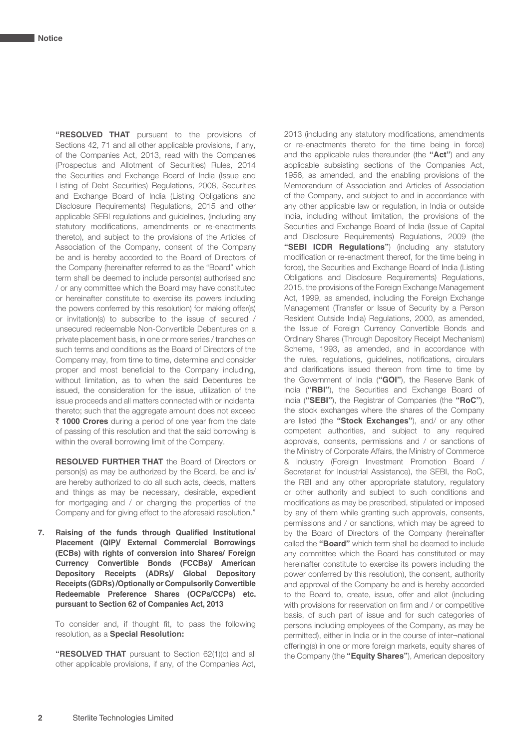"**RESOLVED THAT** pursuant to the provisions of Sections 42, 71 and all other applicable provisions, if any, of the Companies Act, 2013, read with the Companies (Prospectus and Allotment of Securities) Rules, 2014 the Securities and Exchange Board of India (Issue and Listing of Debt Securities) Regulations, 2008, Securities and Exchange Board of India (Listing Obligations and Disclosure Requirements) Regulations, 2015 and other applicable SEBI regulations and guidelines, (including any statutory modifications, amendments or re-enactments thereto), and subject to the provisions of the Articles of Association of the Company, consent of the Company be and is hereby accorded to the Board of Directors of the Company (hereinafter referred to as the "Board" which term shall be deemed to include person(s) authorised and / or any committee which the Board may have constituted or hereinafter constitute to exercise its powers including the powers conferred by this resolution) for making offer(s) or invitation(s) to subscribe to the issue of secured / unsecured redeemable Non-Convertible Debentures on a private placement basis, in one or more series / tranches on such terms and conditions as the Board of Directors of the Company may, from time to time, determine and consider proper and most beneficial to the Company including, without limitation, as to when the said Debentures be issued, the consideration for the issue, utilization of the issue proceeds and all matters connected with or incidental thereto; such that the aggregate amount does not exceed ₹ **1000 Crores** during a period of one year from the date of passing of this resolution and that the said borrowing is within the overall borrowing limit of the Company.

**RESOLVED FURTHER THAT** the Board of Directors or person(s) as may be authorized by the Board, be and is/ are hereby authorized to do all such acts, deeds, matters and things as may be necessary, desirable, expedient for mortgaging and / or charging the properties of the Company and for giving effect to the aforesaid resolution."

**7. Raising of the funds through Qualified Institutional Placement (QIP)/ External Commercial Borrowings (ECBs) with rights of conversion into Shares/ Foreign Currency Convertible Bonds (FCCBs)/ American Depository Receipts (ADRs)/ Global Depository Receipts (GDRs) /Optionally or Compulsorily Convertible Redeemable Preference Shares (OCPs/CCPs) etc. pursuant to Section 62 of Companies Act, 2013**

To consider and, if thought fit, to pass the following resolution, as a **Special Resolution:**

"**RESOLVED THAT** pursuant to Section 62(1)(c) and all other applicable provisions, if any, of the Companies Act, 2013 (including any statutory modifications, amendments or re-enactments thereto for the time being in force) and the applicable rules thereunder (the **"Act"**) and any applicable subsisting sections of the Companies Act, 1956, as amended, and the enabling provisions of the Memorandum of Association and Articles of Association of the Company, and subject to and in accordance with any other applicable law or regulation, in India or outside India, including without limitation, the provisions of the Securities and Exchange Board of India (Issue of Capital and Disclosure Requirements) Regulations, 2009 (the **"SEBI ICDR Regulations"**) (including any statutory modification or re-enactment thereof, for the time being in force), the Securities and Exchange Board of India (Listing Obligations and Disclosure Requirements) Regulations, 2015, the provisions of the Foreign Exchange Management Act, 1999, as amended, including the Foreign Exchange Management (Transfer or Issue of Security by a Person Resident Outside India) Regulations, 2000, as amended, the Issue of Foreign Currency Convertible Bonds and Ordinary Shares (Through Depository Receipt Mechanism) Scheme, 1993, as amended, and in accordance with the rules, regulations, guidelines, notifications, circulars and clarifications issued thereon from time to time by the Government of India (**"GOI"**), the Reserve Bank of India (**"RBI"**), the Securities and Exchange Board of India (**"SEBI"**), the Registrar of Companies (the **"RoC"**), the stock exchanges where the shares of the Company are listed (the **"Stock Exchanges"**), and/ or any other competent authorities, and subject to any required approvals, consents, permissions and / or sanctions of the Ministry of Corporate Affairs, the Ministry of Commerce & Industry (Foreign Investment Promotion Board / Secretariat for Industrial Assistance), the SEBI, the RoC, the RBI and any other appropriate statutory, regulatory or other authority and subject to such conditions and modifications as may be prescribed, stipulated or imposed by any of them while granting such approvals, consents, permissions and / or sanctions, which may be agreed to by the Board of Directors of the Company (hereinafter called the **"Board"** which term shall be deemed to include any committee which the Board has constituted or may hereinafter constitute to exercise its powers including the power conferred by this resolution), the consent, authority and approval of the Company be and is hereby accorded to the Board to, create, issue, offer and allot (including with provisions for reservation on firm and / or competitive basis, of such part of issue and for such categories of persons including employees of the Company, as may be permitted), either in India or in the course of inter¬national offering(s) in one or more foreign markets, equity shares of the Company (the **"Equity Shares"**), American depository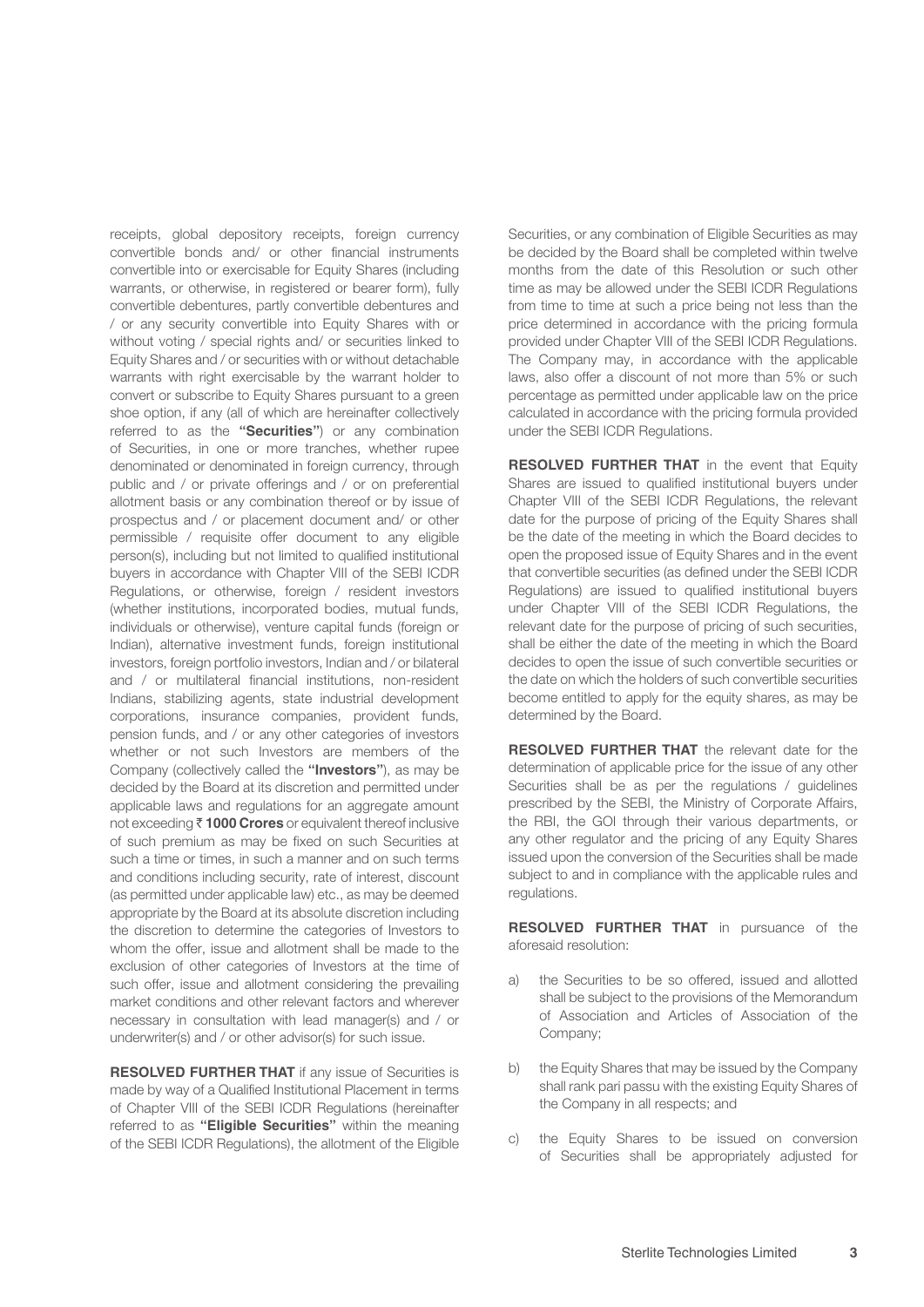receipts, global depository receipts, foreign currency convertible bonds and/ or other financial instruments convertible into or exercisable for Equity Shares (including warrants, or otherwise, in registered or bearer form), fully convertible debentures, partly convertible debentures and / or any security convertible into Equity Shares with or without voting / special rights and/ or securities linked to Equity Shares and / or securities with or without detachable warrants with right exercisable by the warrant holder to convert or subscribe to Equity Shares pursuant to a green shoe option, if any (all of which are hereinafter collectively referred to as the **"Securities"**) or any combination of Securities, in one or more tranches, whether rupee denominated or denominated in foreign currency, through public and / or private offerings and / or on preferential allotment basis or any combination thereof or by issue of prospectus and / or placement document and/ or other permissible / requisite offer document to any eligible person(s), including but not limited to qualified institutional buyers in accordance with Chapter VIII of the SEBI ICDR Regulations, or otherwise, foreign / resident investors (whether institutions, incorporated bodies, mutual funds, individuals or otherwise), venture capital funds (foreign or Indian), alternative investment funds, foreign institutional investors, foreign portfolio investors, Indian and / or bilateral and / or multilateral financial institutions, non-resident Indians, stabilizing agents, state industrial development corporations, insurance companies, provident funds, pension funds, and / or any other categories of investors whether or not such Investors are members of the Company (collectively called the **"Investors"**), as may be decided by the Board at its discretion and permitted under applicable laws and regulations for an aggregate amount not exceeding **₹ 1000 Crores** or equivalent thereof inclusive of such premium as may be fixed on such Securities at such a time or times, in such a manner and on such terms and conditions including security, rate of interest, discount (as permitted under applicable law) etc., as may be deemed appropriate by the Board at its absolute discretion including the discretion to determine the categories of Investors to whom the offer, issue and allotment shall be made to the exclusion of other categories of Investors at the time of such offer, issue and allotment considering the prevailing market conditions and other relevant factors and wherever necessary in consultation with lead manager(s) and / or underwriter(s) and / or other advisor(s) for such issue.

**RESOLVED FURTHER THAT** if any issue of Securities is made by way of a Qualified Institutional Placement in terms of Chapter VIII of the SEBI ICDR Regulations (hereinafter referred to as **"Eligible Securities"** within the meaning of the SEBI ICDR Regulations), the allotment of the Eligible Securities, or any combination of Eligible Securities as may be decided by the Board shall be completed within twelve months from the date of this Resolution or such other time as may be allowed under the SEBI ICDR Regulations from time to time at such a price being not less than the price determined in accordance with the pricing formula provided under Chapter VIII of the SEBI ICDR Regulations. The Company may, in accordance with the applicable laws, also offer a discount of not more than 5% or such percentage as permitted under applicable law on the price calculated in accordance with the pricing formula provided under the SEBI ICDR Regulations.

**RESOLVED FURTHER THAT** in the event that Equity Shares are issued to qualified institutional buyers under Chapter VIII of the SEBI ICDR Regulations, the relevant date for the purpose of pricing of the Equity Shares shall be the date of the meeting in which the Board decides to open the proposed issue of Equity Shares and in the event that convertible securities (as defined under the SEBI ICDR Regulations) are issued to qualified institutional buyers under Chapter VIII of the SEBI ICDR Regulations, the relevant date for the purpose of pricing of such securities, shall be either the date of the meeting in which the Board decides to open the issue of such convertible securities or the date on which the holders of such convertible securities become entitled to apply for the equity shares, as may be determined by the Board.

**RESOLVED FURTHER THAT** the relevant date for the determination of applicable price for the issue of any other Securities shall be as per the regulations / guidelines prescribed by the SEBI, the Ministry of Corporate Affairs, the RBI, the GOI through their various departments, or any other regulator and the pricing of any Equity Shares issued upon the conversion of the Securities shall be made subject to and in compliance with the applicable rules and regulations.

**RESOLVED FURTHER THAT** in pursuance of the aforesaid resolution:

a) the Securities to be so offered, issued and allotted shall be subject to the provisions of the Memorandum of Association and Articles of Association of the Company;

b) the Equity Shares that may be issued by the Company shall rank pari passu with the existing Equity Shares of the Company in all respects; and

c) the Equity Shares to be issued on conversion of Securities shall be appropriately adjusted for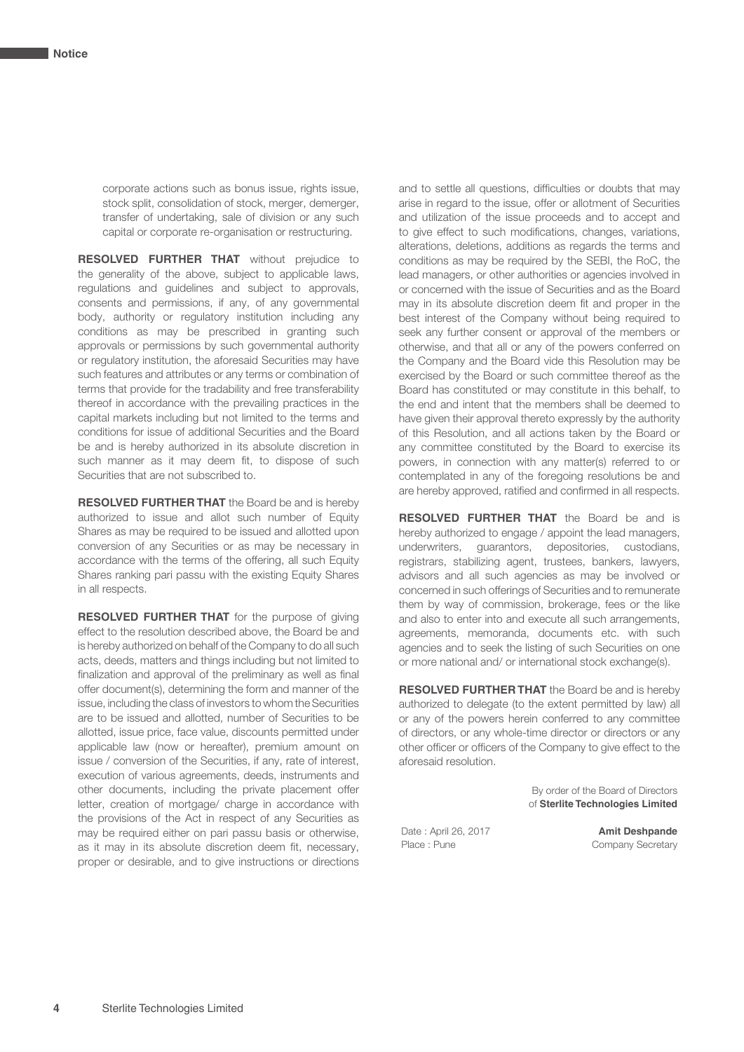corporate actions such as bonus issue, rights issue, stock split, consolidation of stock, merger, demerger, transfer of undertaking, sale of division or any such capital or corporate re-organisation or restructuring.

**RESOLVED FURTHER THAT** without prejudice to the generality of the above, subject to applicable laws, regulations and guidelines and subject to approvals, consents and permissions, if any, of any governmental body, authority or regulatory institution including any conditions as may be prescribed in granting such approvals or permissions by such governmental authority or regulatory institution, the aforesaid Securities may have such features and attributes or any terms or combination of terms that provide for the tradability and free transferability thereof in accordance with the prevailing practices in the capital markets including but not limited to the terms and conditions for issue of additional Securities and the Board be and is hereby authorized in its absolute discretion in such manner as it may deem fit, to dispose of such Securities that are not subscribed to.

**RESOLVED FURTHER THAT** the Board be and is hereby authorized to issue and allot such number of Equity Shares as may be required to be issued and allotted upon conversion of any Securities or as may be necessary in accordance with the terms of the offering, all such Equity Shares ranking pari passu with the existing Equity Shares in all respects.

**RESOLVED FURTHER THAT** for the purpose of giving effect to the resolution described above, the Board be and is hereby authorized on behalf of the Company to do all such acts, deeds, matters and things including but not limited to finalization and approval of the preliminary as well as final offer document(s), determining the form and manner of the issue, including the class of investors to whom the Securities are to be issued and allotted, number of Securities to be allotted, issue price, face value, discounts permitted under applicable law (now or hereafter), premium amount on issue / conversion of the Securities, if any, rate of interest, execution of various agreements, deeds, instruments and other documents, including the private placement offer letter, creation of mortgage/ charge in accordance with the provisions of the Act in respect of any Securities as may be required either on pari passu basis or otherwise, as it may in its absolute discretion deem fit, necessary, proper or desirable, and to give instructions or directions and to settle all questions, difficulties or doubts that may arise in regard to the issue, offer or allotment of Securities and utilization of the issue proceeds and to accept and to give effect to such modifications, changes, variations, alterations, deletions, additions as regards the terms and conditions as may be required by the SEBI, the RoC, the lead managers, or other authorities or agencies involved in or concerned with the issue of Securities and as the Board may in its absolute discretion deem fit and proper in the best interest of the Company without being required to seek any further consent or approval of the members or otherwise, and that all or any of the powers conferred on the Company and the Board vide this Resolution may be exercised by the Board or such committee thereof as the Board has constituted or may constitute in this behalf, to the end and intent that the members shall be deemed to have given their approval thereto expressly by the authority of this Resolution, and all actions taken by the Board or any committee constituted by the Board to exercise its powers, in connection with any matter(s) referred to or contemplated in any of the foregoing resolutions be and are hereby approved, ratified and confirmed in all respects.

**RESOLVED FURTHER THAT** the Board be and is hereby authorized to engage / appoint the lead managers, underwriters, guarantors, depositories, custodians, registrars, stabilizing agent, trustees, bankers, lawyers, advisors and all such agencies as may be involved or concerned in such offerings of Securities and to remunerate them by way of commission, brokerage, fees or the like and also to enter into and execute all such arrangements, agreements, memoranda, documents etc. with such agencies and to seek the listing of such Securities on one or more national and/ or international stock exchange(s).

**RESOLVED FURTHER THAT** the Board be and is hereby authorized to delegate (to the extent permitted by law) all or any of the powers herein conferred to any committee of directors, or any whole-time director or directors or any other officer or officers of the Company to give effect to the aforesaid resolution.

By order of the Board of Directors
of **Sterlite Technologies Limited**

Date : April 26, 2017
Place : Pune

**Amit Deshpande**
Company Secretary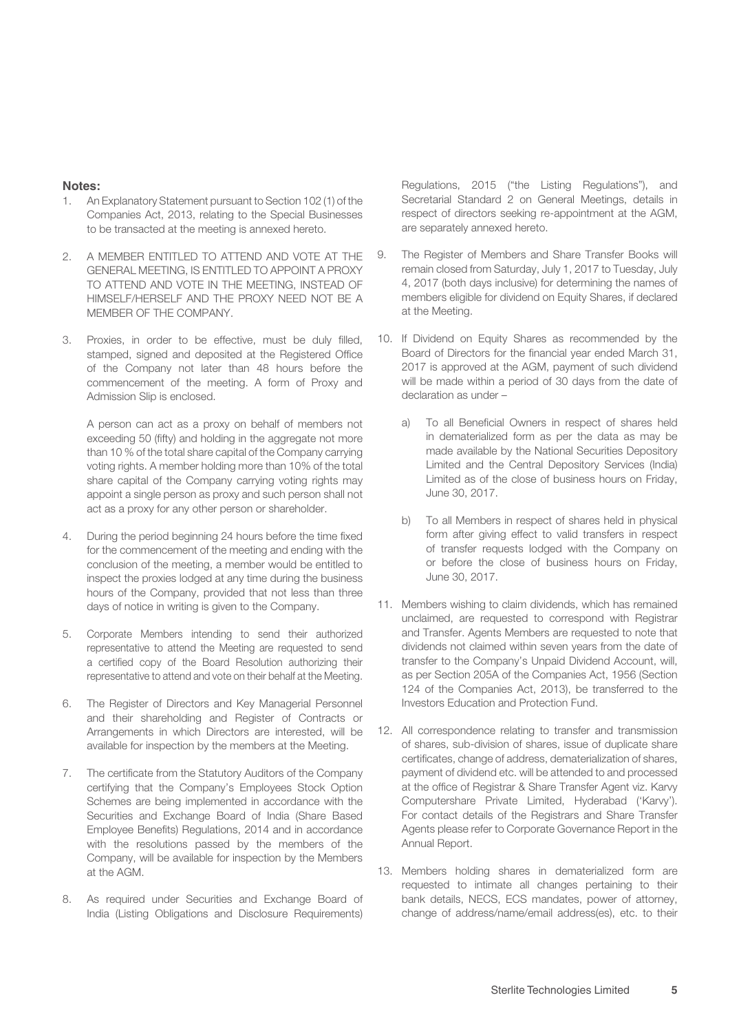**Notes:**

1. An Explanatory Statement pursuant to Section 102 (1) of the Companies Act, 2013, relating to the Special Businesses to be transacted at the meeting is annexed hereto.

2. A MEMBER ENTITLED TO ATTEND AND VOTE AT THE GENERAL MEETING, IS ENTITLED TO APPOINT A PROXY TO ATTEND AND VOTE IN THE MEETING, INSTEAD OF HIMSELF/HERSELF AND THE PROXY NEED NOT BE A MEMBER OF THE COMPANY.

3. Proxies, in order to be effective, must be duly filled, stamped, signed and deposited at the Registered Office of the Company not later than 48 hours before the commencement of the meeting. A form of Proxy and Admission Slip is enclosed.

   A person can act as a proxy on behalf of members not exceeding 50 (fifty) and holding in the aggregate not more than 10 % of the total share capital of the Company carrying voting rights. A member holding more than 10% of the total share capital of the Company carrying voting rights may appoint a single person as proxy and such person shall not act as a proxy for any other person or shareholder.

4. During the period beginning 24 hours before the time fixed for the commencement of the meeting and ending with the conclusion of the meeting, a member would be entitled to inspect the proxies lodged at any time during the business hours of the Company, provided that not less than three days of notice in writing is given to the Company.

5. Corporate Members intending to send their authorized representative to attend the Meeting are requested to send a certified copy of the Board Resolution authorizing their representative to attend and vote on their behalf at the Meeting.

6. The Register of Directors and Key Managerial Personnel and their shareholding and Register of Contracts or Arrangements in which Directors are interested, will be available for inspection by the members at the Meeting.

7. The certificate from the Statutory Auditors of the Company certifying that the Company's Employees Stock Option Schemes are being implemented in accordance with the Securities and Exchange Board of India (Share Based Employee Benefits) Regulations, 2014 and in accordance with the resolutions passed by the members of the Company, will be available for inspection by the Members at the AGM.

8. As required under Securities and Exchange Board of India (Listing Obligations and Disclosure Requirements) Regulations, 2015 ("the Listing Regulations"), and Secretarial Standard 2 on General Meetings, details in respect of directors seeking re-appointment at the AGM, are separately annexed hereto.

9. The Register of Members and Share Transfer Books will remain closed from Saturday, July 1, 2017 to Tuesday, July 4, 2017 (both days inclusive) for determining the names of members eligible for dividend on Equity Shares, if declared at the Meeting.

10. If Dividend on Equity Shares as recommended by the Board of Directors for the financial year ended March 31, 2017 is approved at the AGM, payment of such dividend will be made within a period of 30 days from the date of declaration as under –

    a) To all Beneficial Owners in respect of shares held in dematerialized form as per the data as may be made available by the National Securities Depository Limited and the Central Depository Services (India) Limited as of the close of business hours on Friday, June 30, 2017.

    b) To all Members in respect of shares held in physical form after giving effect to valid transfers in respect of transfer requests lodged with the Company on or before the close of business hours on Friday, June 30, 2017.

11. Members wishing to claim dividends, which has remained unclaimed, are requested to correspond with Registrar and Transfer. Agents Members are requested to note that dividends not claimed within seven years from the date of transfer to the Company's Unpaid Dividend Account, will, as per Section 205A of the Companies Act, 1956 (Section 124 of the Companies Act, 2013), be transferred to the Investors Education and Protection Fund.

12. All correspondence relating to transfer and transmission of shares, sub-division of shares, issue of duplicate share certificates, change of address, dematerialization of shares, payment of dividend etc. will be attended to and processed at the office of Registrar & Share Transfer Agent viz. Karvy Computershare Private Limited, Hyderabad ('Karvy'). For contact details of the Registrars and Share Transfer Agents please refer to Corporate Governance Report in the Annual Report.

13. Members holding shares in dematerialized form are requested to intimate all changes pertaining to their bank details, NECS, ECS mandates, power of attorney, change of address/name/email address(es), etc. to their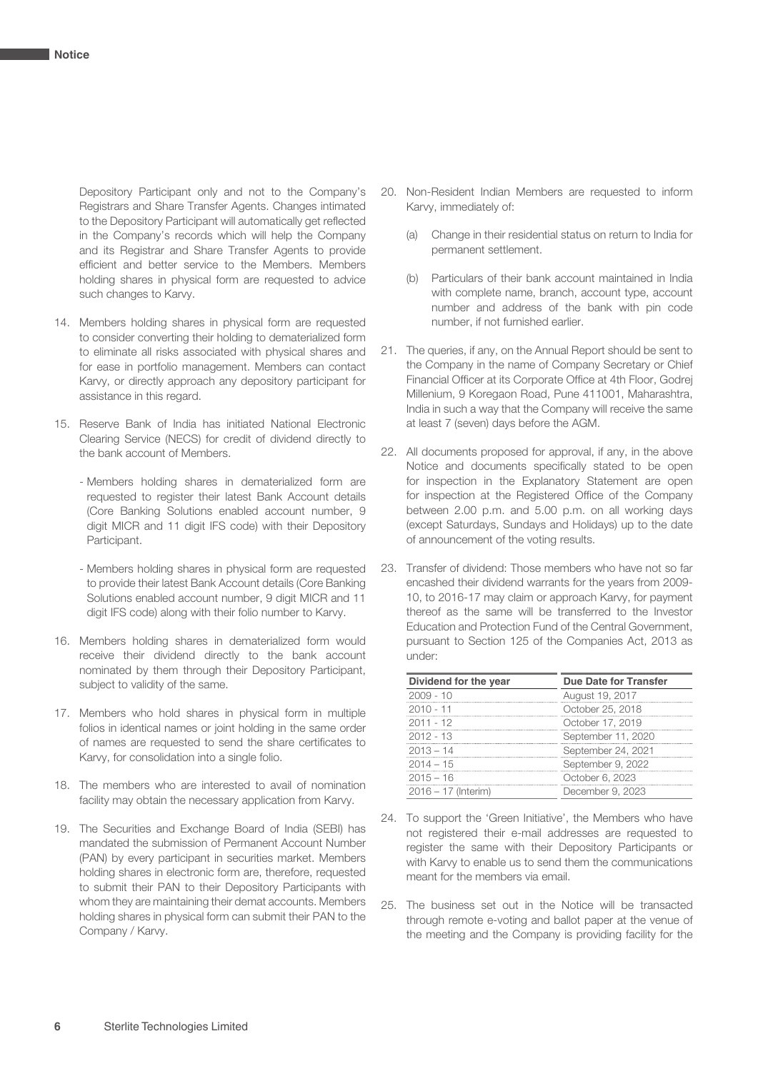Depository Participant only and not to the Company's Registrars and Share Transfer Agents. Changes intimated to the Depository Participant will automatically get reflected in the Company's records which will help the Company and its Registrar and Share Transfer Agents to provide efficient and better service to the Members. Members holding shares in physical form are requested to advice such changes to Karvy.

14. Members holding shares in physical form are requested to consider converting their holding to dematerialized form to eliminate all risks associated with physical shares and for ease in portfolio management. Members can contact Karvy, or directly approach any depository participant for assistance in this regard.

15. Reserve Bank of India has initiated National Electronic Clearing Service (NECS) for credit of dividend directly to the bank account of Members.

    - Members holding shares in dematerialized form are requested to register their latest Bank Account details (Core Banking Solutions enabled account number, 9 digit MICR and 11 digit IFS code) with their Depository Participant.

    - Members holding shares in physical form are requested to provide their latest Bank Account details (Core Banking Solutions enabled account number, 9 digit MICR and 11 digit IFS code) along with their folio number to Karvy.

16. Members holding shares in dematerialized form would receive their dividend directly to the bank account nominated by them through their Depository Participant, subject to validity of the same.

17. Members who hold shares in physical form in multiple folios in identical names or joint holding in the same order of names are requested to send the share certificates to Karvy, for consolidation into a single folio.

18. The members who are interested to avail of nomination facility may obtain the necessary application from Karvy.

19. The Securities and Exchange Board of India (SEBI) has mandated the submission of Permanent Account Number (PAN) by every participant in securities market. Members holding shares in electronic form are, therefore, requested to submit their PAN to their Depository Participants with whom they are maintaining their demat accounts. Members holding shares in physical form can submit their PAN to the Company / Karvy.

20. Non-Resident Indian Members are requested to inform Karvy, immediately of:

    (a) Change in their residential status on return to India for permanent settlement.

    (b) Particulars of their bank account maintained in India with complete name, branch, account type, account number and address of the bank with pin code number, if not furnished earlier.

21. The queries, if any, on the Annual Report should be sent to the Company in the name of Company Secretary or Chief Financial Officer at its Corporate Office at 4th Floor, Godrej Millenium, 9 Koregaon Road, Pune 411001, Maharashtra, India in such a way that the Company will receive the same at least 7 (seven) days before the AGM.

22. All documents proposed for approval, if any, in the above Notice and documents specifically stated to be open for inspection in the Explanatory Statement are open for inspection at the Registered Office of the Company between 2.00 p.m. and 5.00 p.m. on all working days (except Saturdays, Sundays and Holidays) up to the date of announcement of the voting results.

23. Transfer of dividend: Those members who have not so far encashed their dividend warrants for the years from 2009-10, to 2016-17 may claim or approach Karvy, for payment thereof as the same will be transferred to the Investor Education and Protection Fund of the Central Government, pursuant to Section 125 of the Companies Act, 2013 as under:

| Dividend for the year | Due Date for Transfer |
|---|---|
| 2009 - 10 | August 19, 2017 |
| 2010 - 11 | October 25, 2018 |
| 2011 - 12 | October 17, 2019 |
| 2012 - 13 | September 11, 2020 |
| 2013 – 14 | September 24, 2021 |
| 2014 – 15 | September 9, 2022 |
| 2015 – 16 | October 6, 2023 |
| 2016 – 17 (Interim) | December 9, 2023 |

24. To support the 'Green Initiative', the Members who have not registered their e-mail addresses are requested to register the same with their Depository Participants or with Karvy to enable us to send them the communications meant for the members via email.

25. The business set out in the Notice will be transacted through remote e-voting and ballot paper at the venue of the meeting and the Company is providing facility for the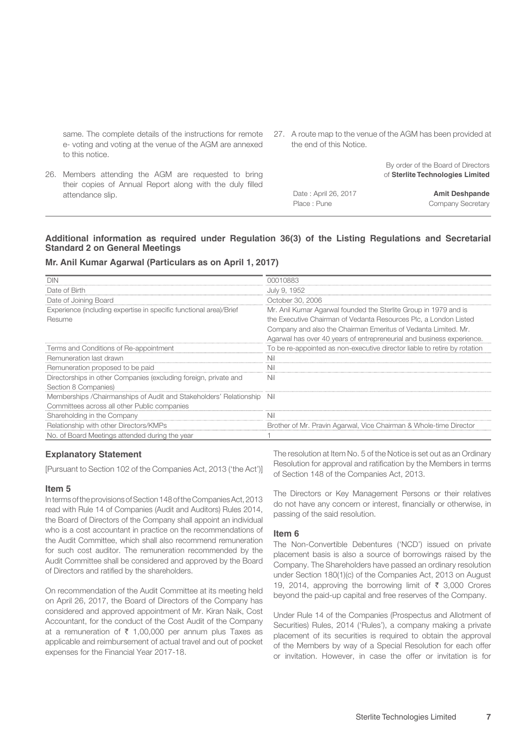same. The complete details of the instructions for remote e- voting and voting at the venue of the AGM are annexed to this notice.

26. Members attending the AGM are requested to bring their copies of Annual Report along with the duly filled attendance slip.

27. A route map to the venue of the AGM has been provided at the end of this Notice.

By order of the Board of Directors
of **Sterlite Technologies Limited**

Date : April 26, 2017
Place : Pune

**Amit Deshpande**
Company Secretary

### Additional information as required under Regulation 36(3) of the Listing Regulations and Secretarial Standard 2 on General Meetings

#### Mr. Anil Kumar Agarwal (Particulars as on April 1, 2017)

| | |
|---|---|
| DIN | 00010883 |
| Date of Birth | July 9, 1952 |
| Date of Joining Board | October 30, 2006 |
| Experience (including expertise in specific functional area)/Brief Resume | Mr. Anil Kumar Agarwal founded the Sterlite Group in 1979 and is the Executive Chairman of Vedanta Resources Plc, a London Listed Company and also the Chairman Emeritus of Vedanta Limited. Mr. Agarwal has over 40 years of entrepreneurial and business experience. |
| Terms and Conditions of Re-appointment | To be re-appointed as non-executive director liable to retire by rotation |
| Remuneration last drawn | Nil |
| Remuneration proposed to be paid | Nil |
| Directorships in other Companies (excluding foreign, private and Section 8 Companies) | Nil |
| Memberships /Chairmanships of Audit and Stakeholders' Relationship Committees across all other Public companies | Nil |
| Shareholding in the Company | Nil |
| Relationship with other Directors/KMPs | Brother of Mr. Pravin Agarwal, Vice Chairman & Whole-time Director |
| No. of Board Meetings attended during the year | 1 |

### Explanatory Statement

[Pursuant to Section 102 of the Companies Act, 2013 ('the Act')]

#### Item 5

In terms of the provisions of Section 148 of the Companies Act, 2013 read with Rule 14 of Companies (Audit and Auditors) Rules 2014, the Board of Directors of the Company shall appoint an individual who is a cost accountant in practice on the recommendations of the Audit Committee, which shall also recommend remuneration for such cost auditor. The remuneration recommended by the Audit Committee shall be considered and approved by the Board of Directors and ratified by the shareholders.

On recommendation of the Audit Committee at its meeting held on April 26, 2017, the Board of Directors of the Company has considered and approved appointment of Mr. Kiran Naik, Cost Accountant, for the conduct of the Cost Audit of the Company at a remuneration of ₹ 1,00,000 per annum plus Taxes as applicable and reimbursement of actual travel and out of pocket expenses for the Financial Year 2017-18.

The resolution at Item No. 5 of the Notice is set out as an Ordinary Resolution for approval and ratification by the Members in terms of Section 148 of the Companies Act, 2013.

The Directors or Key Management Persons or their relatives do not have any concern or interest, financially or otherwise, in passing of the said resolution.

#### Item 6

The Non-Convertible Debentures ('NCD') issued on private placement basis is also a source of borrowings raised by the Company. The Shareholders have passed an ordinary resolution under Section 180(1)(c) of the Companies Act, 2013 on August 19, 2014, approving the borrowing limit of ₹ 3,000 Crores beyond the paid-up capital and free reserves of the Company.

Under Rule 14 of the Companies (Prospectus and Allotment of Securities) Rules, 2014 ('Rules'), a company making a private placement of its securities is required to obtain the approval of the Members by way of a Special Resolution for each offer or invitation. However, in case the offer or invitation is for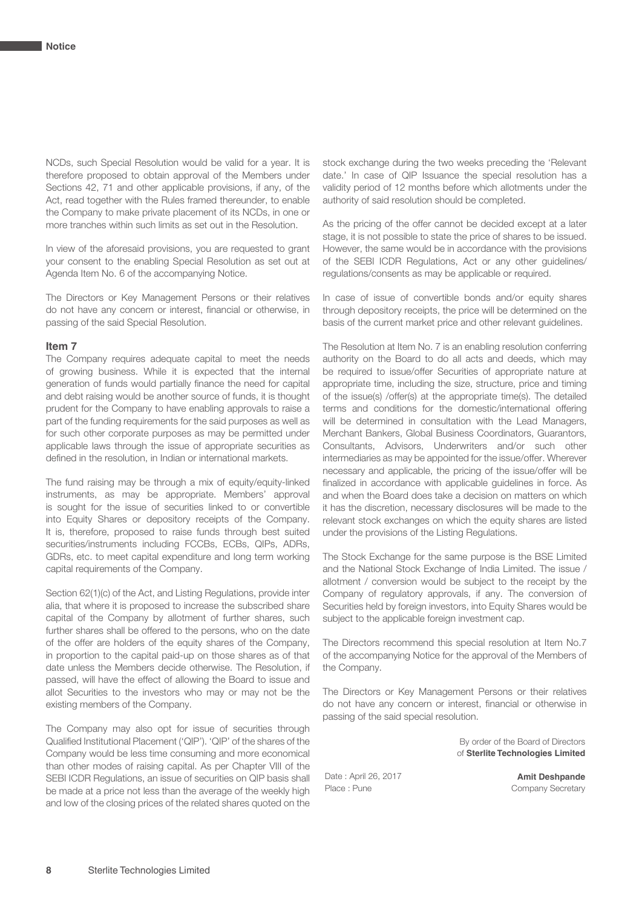NCDs, such Special Resolution would be valid for a year. It is therefore proposed to obtain approval of the Members under Sections 42, 71 and other applicable provisions, if any, of the Act, read together with the Rules framed thereunder, to enable the Company to make private placement of its NCDs, in one or more tranches within such limits as set out in the Resolution.

In view of the aforesaid provisions, you are requested to grant your consent to the enabling Special Resolution as set out at Agenda Item No. 6 of the accompanying Notice.

The Directors or Key Management Persons or their relatives do not have any concern or interest, financial or otherwise, in passing of the said Special Resolution.

### Item 7

The Company requires adequate capital to meet the needs of growing business. While it is expected that the internal generation of funds would partially finance the need for capital and debt raising would be another source of funds, it is thought prudent for the Company to have enabling approvals to raise a part of the funding requirements for the said purposes as well as for such other corporate purposes as may be permitted under applicable laws through the issue of appropriate securities as defined in the resolution, in Indian or international markets.

The fund raising may be through a mix of equity/equity-linked instruments, as may be appropriate. Members' approval is sought for the issue of securities linked to or convertible into Equity Shares or depository receipts of the Company. It is, therefore, proposed to raise funds through best suited securities/instruments including FCCBs, ECBs, QIPs, ADRs, GDRs, etc. to meet capital expenditure and long term working capital requirements of the Company.

Section 62(1)(c) of the Act, and Listing Regulations, provide inter alia, that where it is proposed to increase the subscribed share capital of the Company by allotment of further shares, such further shares shall be offered to the persons, who on the date of the offer are holders of the equity shares of the Company, in proportion to the capital paid-up on those shares as of that date unless the Members decide otherwise. The Resolution, if passed, will have the effect of allowing the Board to issue and allot Securities to the investors who may or may not be the existing members of the Company.

The Company may also opt for issue of securities through Qualified Institutional Placement ('QIP'). 'QIP' of the shares of the Company would be less time consuming and more economical than other modes of raising capital. As per Chapter VIII of the SEBI ICDR Regulations, an issue of securities on QIP basis shall be made at a price not less than the average of the weekly high and low of the closing prices of the related shares quoted on the stock exchange during the two weeks preceding the 'Relevant date.' In case of QIP Issuance the special resolution has a validity period of 12 months before which allotments under the authority of said resolution should be completed.

As the pricing of the offer cannot be decided except at a later stage, it is not possible to state the price of shares to be issued. However, the same would be in accordance with the provisions of the SEBI ICDR Regulations, Act or any other guidelines/ regulations/consents as may be applicable or required.

In case of issue of convertible bonds and/or equity shares through depository receipts, the price will be determined on the basis of the current market price and other relevant guidelines.

The Resolution at Item No. 7 is an enabling resolution conferring authority on the Board to do all acts and deeds, which may be required to issue/offer Securities of appropriate nature at appropriate time, including the size, structure, price and timing of the issue(s) /offer(s) at the appropriate time(s). The detailed terms and conditions for the domestic/international offering will be determined in consultation with the Lead Managers, Merchant Bankers, Global Business Coordinators, Guarantors, Consultants, Advisors, Underwriters and/or such other intermediaries as may be appointed for the issue/offer. Wherever necessary and applicable, the pricing of the issue/offer will be finalized in accordance with applicable guidelines in force. As and when the Board does take a decision on matters on which it has the discretion, necessary disclosures will be made to the relevant stock exchanges on which the equity shares are listed under the provisions of the Listing Regulations.

The Stock Exchange for the same purpose is the BSE Limited and the National Stock Exchange of India Limited. The issue / allotment / conversion would be subject to the receipt by the Company of regulatory approvals, if any. The conversion of Securities held by foreign investors, into Equity Shares would be subject to the applicable foreign investment cap.

The Directors recommend this special resolution at Item No.7 of the accompanying Notice for the approval of the Members of the Company.

The Directors or Key Management Persons or their relatives do not have any concern or interest, financial or otherwise in passing of the said special resolution.

By order of the Board of Directors
of **Sterlite Technologies Limited**

Date : April 26, 2017
Place : Pune

**Amit Deshpande**
Company Secretary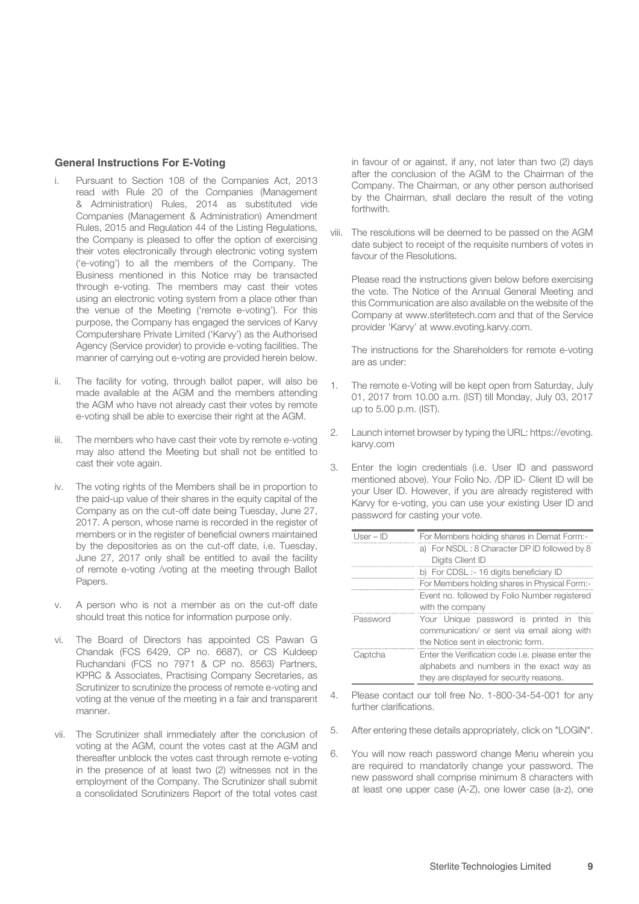### General Instructions For E-Voting

i. Pursuant to Section 108 of the Companies Act, 2013 read with Rule 20 of the Companies (Management & Administration) Rules, 2014 as substituted vide Companies (Management & Administration) Amendment Rules, 2015 and Regulation 44 of the Listing Regulations, the Company is pleased to offer the option of exercising their votes electronically through electronic voting system ('e-voting') to all the members of the Company. The Business mentioned in this Notice may be transacted through e-voting. The members may cast their votes using an electronic voting system from a place other than the venue of the Meeting ('remote e-voting'). For this purpose, the Company has engaged the services of Karvy Computershare Private Limited ('Karvy') as the Authorised Agency (Service provider) to provide e-voting facilities. The manner of carrying out e-voting are provided herein below.

ii. The facility for voting, through ballot paper, will also be made available at the AGM and the members attending the AGM who have not already cast their votes by remote e-voting shall be able to exercise their right at the AGM.

iii. The members who have cast their vote by remote e-voting may also attend the Meeting but shall not be entitled to cast their vote again.

iv. The voting rights of the Members shall be in proportion to the paid-up value of their shares in the equity capital of the Company as on the cut-off date being Tuesday, June 27, 2017. A person, whose name is recorded in the register of members or in the register of beneficial owners maintained by the depositories as on the cut-off date, i.e. Tuesday, June 27, 2017 only shall be entitled to avail the facility of remote e-voting /voting at the meeting through Ballot Papers.

v. A person who is not a member as on the cut-off date should treat this notice for information purpose only.

vi. The Board of Directors has appointed CS Pawan G Chandak (FCS 6429, CP no. 6687), or CS Kuldeep Ruchandani (FCS no 7971 & CP no. 8563) Partners, KPRC & Associates, Practising Company Secretaries, as Scrutinizer to scrutinize the process of remote e-voting and voting at the venue of the meeting in a fair and transparent manner.

vii. The Scrutinizer shall immediately after the conclusion of voting at the AGM, count the votes cast at the AGM and thereafter unblock the votes cast through remote e-voting in the presence of at least two (2) witnesses not in the employment of the Company. The Scrutinizer shall submit a consolidated Scrutinizers Report of the total votes cast in favour of or against, if any, not later than two (2) days after the conclusion of the AGM to the Chairman of the Company. The Chairman, or any other person authorised by the Chairman, shall declare the result of the voting forthwith.

viii. The resolutions will be deemed to be passed on the AGM date subject to receipt of the requisite numbers of votes in favour of the Resolutions.

Please read the instructions given below before exercising the vote. The Notice of the Annual General Meeting and this Communication are also available on the website of the Company at www.sterlitetech.com and that of the Service provider 'Karvy' at www.evoting.karvy.com.

The instructions for the Shareholders for remote e-voting are as under:

1. The remote e-Voting will be kept open from Saturday, July 01, 2017 from 10.00 a.m. (IST) till Monday, July 03, 2017 up to 5.00 p.m. (IST).

2. Launch internet browser by typing the URL: https://evoting.karvy.com

3. Enter the login credentials (i.e. User ID and password mentioned above). Your Folio No. /DP ID- Client ID will be your User ID. However, if you are already registered with Karvy for e-voting, you can use your existing User ID and password for casting your vote.

| User – ID | For Members holding shares in Demat Form:- |
|---|---|
| | a) For NSDL : 8 Character DP ID followed by 8 Digits Client ID |
| | b) For CDSL :- 16 digits beneficiary ID |
| | For Members holding shares in Physical Form:- |
| | Event no. followed by Folio Number registered with the company |
| Password | Your Unique password is printed in this communication/ or sent via email along with the Notice sent in electronic form. |
| Captcha | Enter the Verification code i.e. please enter the alphabets and numbers in the exact way as they are displayed for security reasons. |

4. Please contact our toll free No. 1-800-34-54-001 for any further clarifications.

5. After entering these details appropriately, click on "LOGIN".

6. You will now reach password change Menu wherein you are required to mandatorily change your password. The new password shall comprise minimum 8 characters with at least one upper case (A-Z), one lower case (a-z), one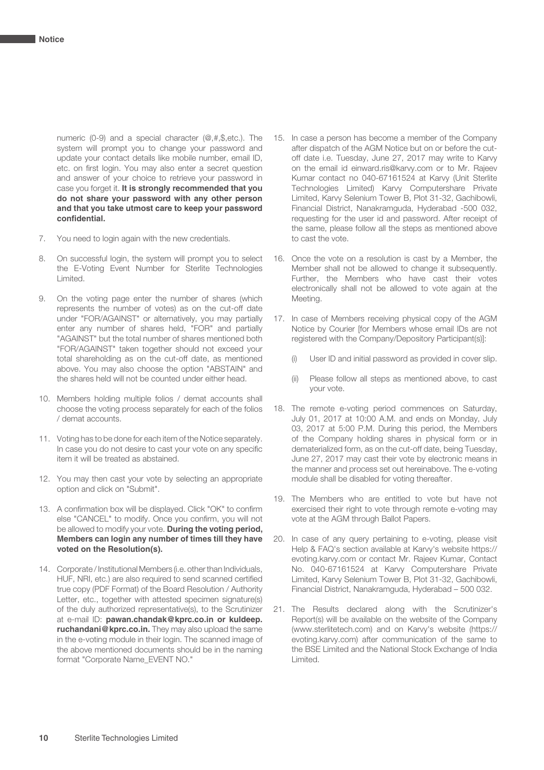numeric (0-9) and a special character (@,#,$,etc.). The system will prompt you to change your password and update your contact details like mobile number, email ID, etc. on first login. You may also enter a secret question and answer of your choice to retrieve your password in case you forget it. **It is strongly recommended that you do not share your password with any other person and that you take utmost care to keep your password confidential.**

7. You need to login again with the new credentials.

8. On successful login, the system will prompt you to select the E-Voting Event Number for Sterlite Technologies Limited.

9. On the voting page enter the number of shares (which represents the number of votes) as on the cut-off date under "FOR/AGAINST" or alternatively, you may partially enter any number of shares held, "FOR" and partially "AGAINST" but the total number of shares mentioned both "FOR/AGAINST" taken together should not exceed your total shareholding as on the cut-off date, as mentioned above. You may also choose the option "ABSTAIN" and the shares held will not be counted under either head.

10. Members holding multiple folios / demat accounts shall choose the voting process separately for each of the folios / demat accounts.

11. Voting has to be done for each item of the Notice separately. In case you do not desire to cast your vote on any specific item it will be treated as abstained.

12. You may then cast your vote by selecting an appropriate option and click on "Submit".

13. A confirmation box will be displayed. Click "OK" to confirm else "CANCEL" to modify. Once you confirm, you will not be allowed to modify your vote. **During the voting period, Members can login any number of times till they have voted on the Resolution(s).**

14. Corporate / Institutional Members (i.e. other than Individuals, HUF, NRI, etc.) are also required to send scanned certified true copy (PDF Format) of the Board Resolution / Authority Letter, etc., together with attested specimen signature(s) of the duly authorized representative(s), to the Scrutinizer at e-mail ID: **pawan.chandak@kprc.co.in or kuldeep.ruchandani@kprc.co.in.** They may also upload the same in the e-voting module in their login. The scanned image of the above mentioned documents should be in the naming format "Corporate Name_EVENT NO."

15. In case a person has become a member of the Company after dispatch of the AGM Notice but on or before the cut-off date i.e. Tuesday, June 27, 2017 may write to Karvy on the email id einward.ris@karvy.com or to Mr. Rajeev Kumar contact no 040-67161524 at Karvy (Unit Sterlite Technologies Limited) Karvy Computershare Private Limited, Karvy Selenium Tower B, Plot 31-32, Gachibowli, Financial District, Nanakramguda, Hyderabad -500 032, requesting for the user id and password. After receipt of the same, please follow all the steps as mentioned above to cast the vote.

16. Once the vote on a resolution is cast by a Member, the Member shall not be allowed to change it subsequently. Further, the Members who have cast their votes electronically shall not be allowed to vote again at the Meeting.

17. In case of Members receiving physical copy of the AGM Notice by Courier [for Members whose email IDs are not registered with the Company/Depository Participant(s)]:

    (i) User ID and initial password as provided in cover slip.

    (ii) Please follow all steps as mentioned above, to cast your vote.

18. The remote e-voting period commences on Saturday, July 01, 2017 at 10:00 A.M. and ends on Monday, July 03, 2017 at 5:00 P.M. During this period, the Members of the Company holding shares in physical form or in dematerialized form, as on the cut-off date, being Tuesday, June 27, 2017 may cast their vote by electronic means in the manner and process set out hereinabove. The e-voting module shall be disabled for voting thereafter.

19. The Members who are entitled to vote but have not exercised their right to vote through remote e-voting may vote at the AGM through Ballot Papers.

20. In case of any query pertaining to e-voting, please visit Help & FAQ's section available at Karvy's website https://evoting.karvy.com or contact Mr. Rajeev Kumar, Contact No. 040-67161524 at Karvy Computershare Private Limited, Karvy Selenium Tower B, Plot 31-32, Gachibowli, Financial District, Nanakramguda, Hyderabad – 500 032.

21. The Results declared along with the Scrutinizer's Report(s) will be available on the website of the Company (www.sterlitetech.com) and on Karvy's website (https://evoting.karvy.com) after communication of the same to the BSE Limited and the National Stock Exchange of India Limited.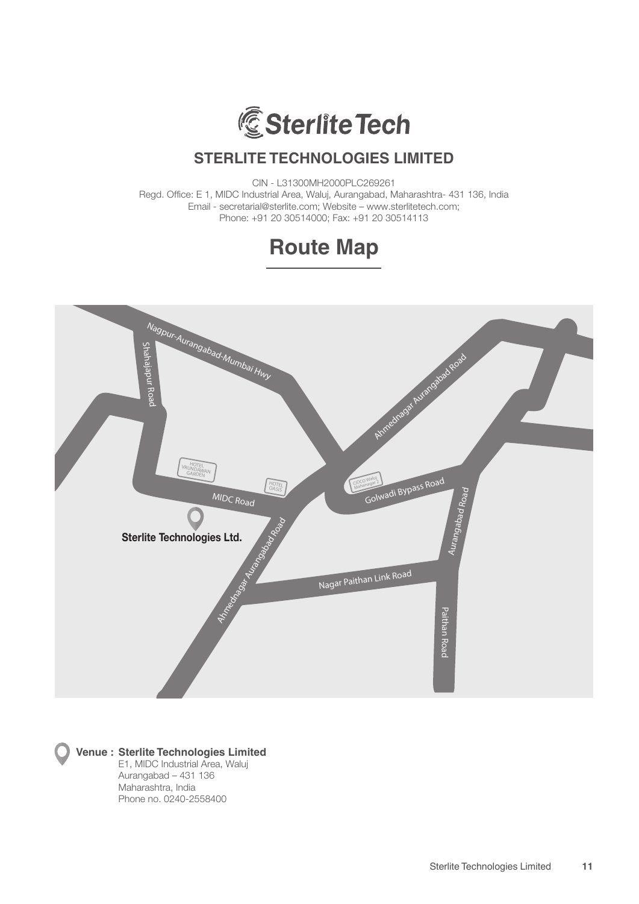# STERLITE TECHNOLOGIES LIMITED

CIN - L31300MH2000PLC269261
Regd. Office: E 1, MIDC Industrial Area, Waluj, Aurangabad, Maharashtra- 431 136, India
Email - secretarial@sterlite.com; Website – www.sterlitetech.com;
Phone: +91 20 30514000; Fax: +91 20 30514113

## Route Map

**Venue : Sterlite Technologies Limited**
E1, MIDC Industrial Area, Waluj
Aurangabad – 431 136
Maharashtra, India
Phone no. 0240-2558400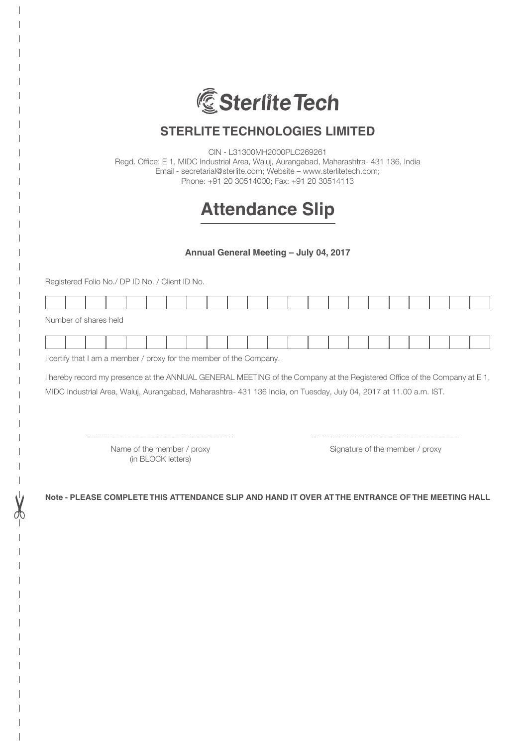# STERLITE TECHNOLOGIES LIMITED

CIN - L31300MH2000PLC269261
Regd. Office: E 1, MIDC Industrial Area, Waluj, Aurangabad, Maharashtra- 431 136, India
Email - secretarial@sterlite.com; Website – www.sterlitetech.com;
Phone: +91 20 30514000; Fax: +91 20 30514113

## Attendance Slip

**Annual General Meeting – July 04, 2017**

Registered Folio No./ DP ID No. / Client ID No.

| | | | | | | | | | | | | | | | | | | | | | |
|---|---|---|---|---|---|---|---|---|---|---|---|---|---|---|---|---|---|---|---|---|---|

Number of shares held

| | | | | | | | | | | | | | | | | | | | | | |
|---|---|---|---|---|---|---|---|---|---|---|---|---|---|---|---|---|---|---|---|---|---|

I certify that I am a member / proxy for the member of the Company.

I hereby record my presence at the ANNUAL GENERAL MEETING of the Company at the Registered Office of the Company at E 1, MIDC Industrial Area, Waluj, Aurangabad, Maharashtra- 431 136 India, on Tuesday, July 04, 2017 at 11.00 a.m. IST.

.............................................................................. ..............................................................................

Name of the member / proxy (in BLOCK letters) Signature of the member / proxy

**Note - PLEASE COMPLETE THIS ATTENDANCE SLIP AND HAND IT OVER AT THE ENTRANCE OF THE MEETING HALL**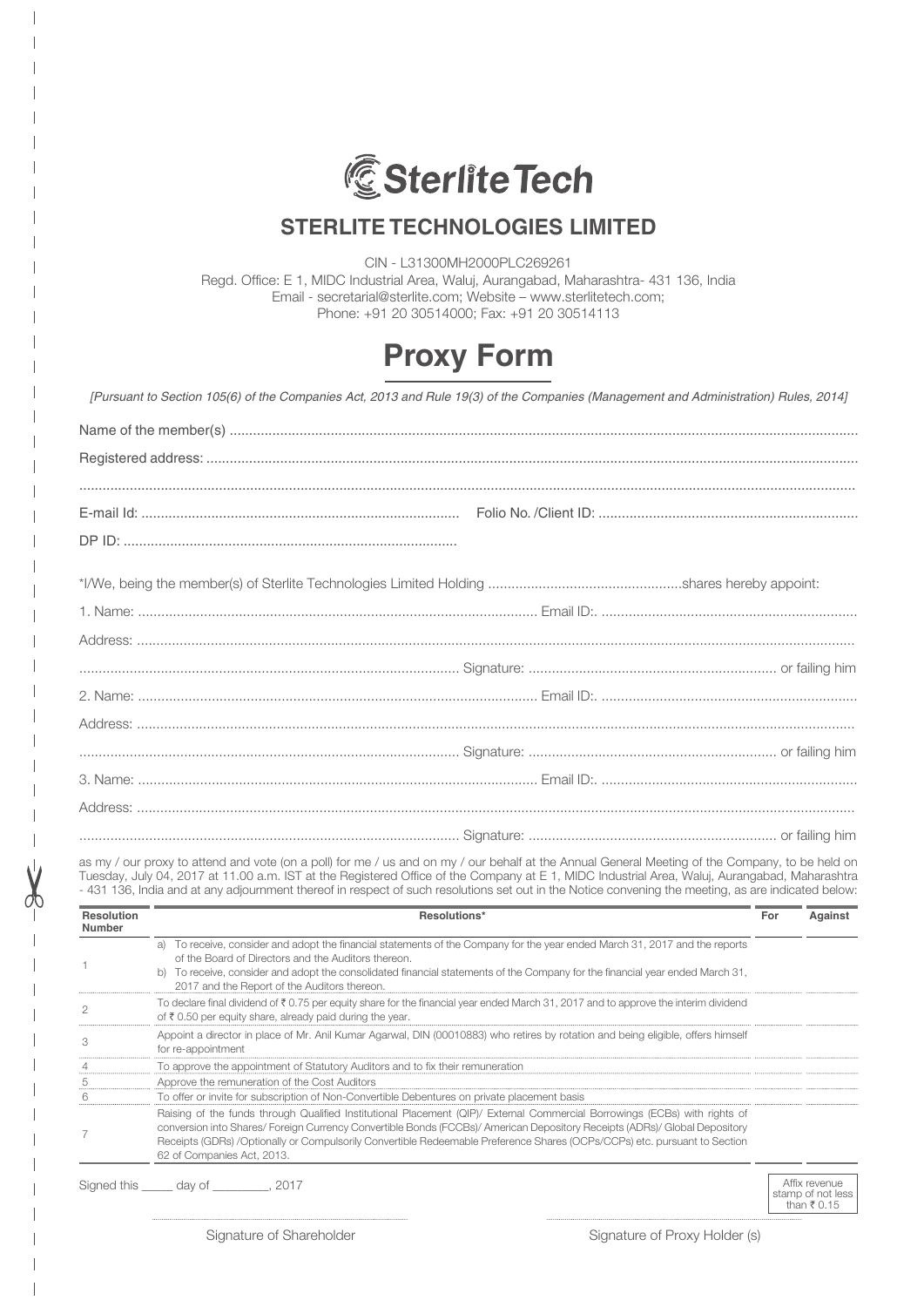SterliteTech

# STERLITE TECHNOLOGIES LIMITED

CIN - L31300MH2000PLC269261
Regd. Office: E 1, MIDC Industrial Area, Waluj, Aurangabad, Maharashtra- 431 136, India
Email - secretarial@sterlite.com; Website – www.sterlitetech.com;
Phone: +91 20 30514000; Fax: +91 20 30514113

## Proxy Form

*[Pursuant to Section 105(6) of the Companies Act, 2013 and Rule 19(3) of the Companies (Management and Administration) Rules, 2014]*

Name of the member(s) ..............................................................................................................................................

Registered address: ..................................................................................................................................................

..................................................................................................................................................................................

E-mail Id: ................................................................................ Folio No. /Client ID: ..................................................................

DP ID: .....................................................................................

*I/We, being the member(s) of Sterlite Technologies Limited Holding ..................................................shares hereby appoint:

1. Name: ....................................................................................................... Email ID:. .................................................................

Address: ....................................................................................................................................................................

................................................................................................. Signature: ................................................................ or failing him

2. Name: ....................................................................................................... Email ID:. .................................................................

Address: ....................................................................................................................................................................

................................................................................................. Signature: ................................................................ or failing him

3. Name: ....................................................................................................... Email ID:. .................................................................

Address: ....................................................................................................................................................................

................................................................................................. Signature: ................................................................ or failing him

as my / our proxy to attend and vote (on a poll) for me / us and on my / our behalf at the Annual General Meeting of the Company, to be held on Tuesday, July 04, 2017 at 11.00 a.m. IST at the Registered Office of the Company at E 1, MIDC Industrial Area, Waluj, Aurangabad, Maharashtra - 431 136, India and at any adjournment thereof in respect of such resolutions set out in the Notice convening the meeting, as are indicated below:

| Resolution Number | Resolutions* | For | Against |
|---|---|---|---|
| 1 | a) To receive, consider and adopt the financial statements of the Company for the year ended March 31, 2017 and the reports of the Board of Directors and the Auditors thereon.<br>b) To receive, consider and adopt the consolidated financial statements of the Company for the financial year ended March 31, 2017 and the Report of the Auditors thereon. | | |
| 2 | To declare final dividend of ₹ 0.75 per equity share for the financial year ended March 31, 2017 and to approve the interim dividend of ₹ 0.50 per equity share, already paid during the year. | | |
| 3 | Appoint a director in place of Mr. Anil Kumar Agarwal, DIN (00010883) who retires by rotation and being eligible, offers himself for re-appointment | | |
| 4 | To approve the appointment of Statutory Auditors and to fix their remuneration | | |
| 5 | Approve the remuneration of the Cost Auditors | | |
| 6 | To offer or invite for subscription of Non-Convertible Debentures on private placement basis | | |
| 7 | Raising of the funds through Qualified Institutional Placement (QIP)/ External Commercial Borrowings (ECBs) with rights of conversion into Shares/ Foreign Currency Convertible Bonds (FCCBs)/ American Depository Receipts (ADRs)/ Global Depository Receipts (GDRs) /Optionally or Compulsorily Convertible Redeemable Preference Shares (OCPs/CCPs) etc. pursuant to Section 62 of Companies Act, 2013. | | |

Signed this _____ day of _________, 2017

Affix revenue stamp of not less than ₹ 0.15

Signature of Shareholder

Signature of Proxy Holder (s)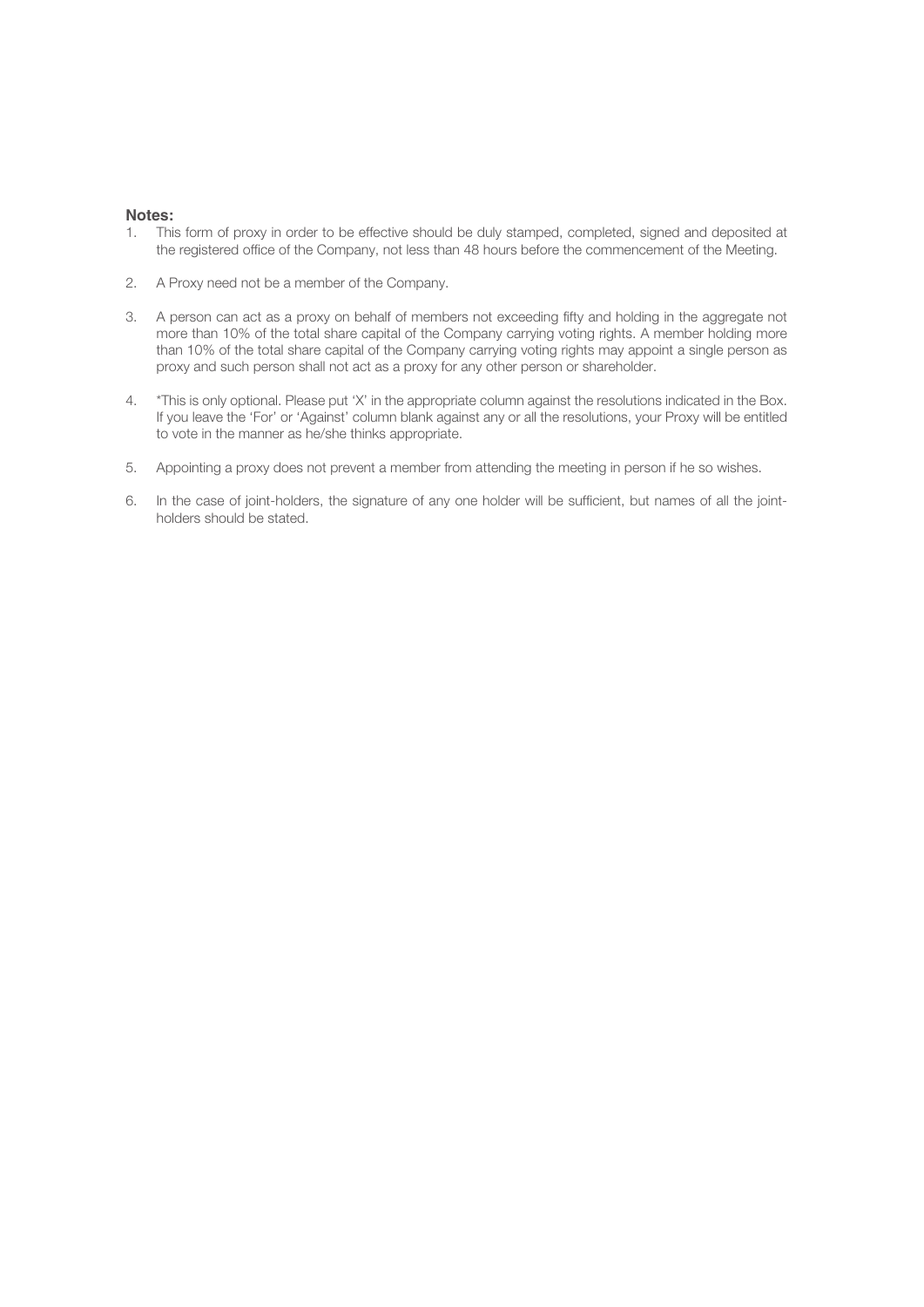**Notes:**

1. This form of proxy in order to be effective should be duly stamped, completed, signed and deposited at the registered office of the Company, not less than 48 hours before the commencement of the Meeting.

2. A Proxy need not be a member of the Company.

3. A person can act as a proxy on behalf of members not exceeding fifty and holding in the aggregate not more than 10% of the total share capital of the Company carrying voting rights. A member holding more than 10% of the total share capital of the Company carrying voting rights may appoint a single person as proxy and such person shall not act as a proxy for any other person or shareholder.

4. *This is only optional. Please put 'X' in the appropriate column against the resolutions indicated in the Box. If you leave the 'For' or 'Against' column blank against any or all the resolutions, your Proxy will be entitled to vote in the manner as he/she thinks appropriate.

5. Appointing a proxy does not prevent a member from attending the meeting in person if he so wishes.

6. In the case of joint-holders, the signature of any one holder will be sufficient, but names of all the joint-holders should be stated.